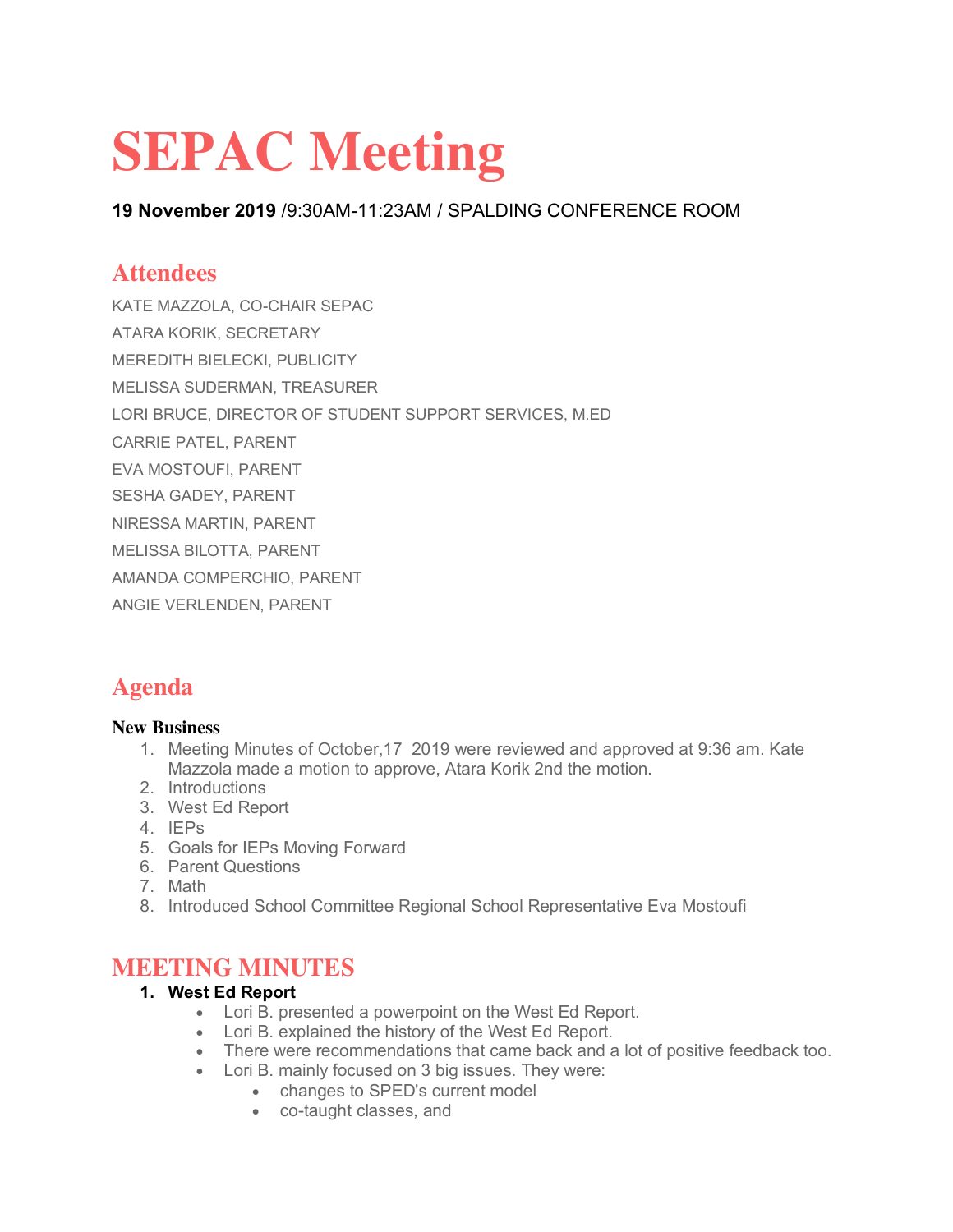# SEPAC Meeting

**19 November 2019** /9:30AM-11:23AM / SPALDING CONFERENCE ROOM

## Attendees

KATE MAZZOLA, CO-CHAIR SEPAC

ATARA KORIK, SECRETARY

MEREDITH BIELECKI, PUBLICITY

MELISSA SUDERMAN, TREASURER

LORI BRUCE, DIRECTOR OF STUDENT SUPPORT SERVICES, M.ED

CARRIE PATEL, PARENT

EVA MOSTOUFI, PARENT

SESHA GADEY, PARENT

NIRESSA MARTIN, PARENT

MELISSA BILOTTA, PARENT

AMANDA COMPERCHIO, PARENT

ANGIE VERLENDEN, PARENT

## Agenda

**New Business**

1. Meeting Minutes of October,17 2019 were reviewed and approved at 9:36 am. Kate Mazzola made a motion to approve, Atara Korik 2nd the motion.
2. Introductions
3. West Ed Report
4. IEPs
5. Goals for IEPs Moving Forward
6. Parent Questions
7. Math
8. Introduced School Committee Regional School Representative Eva Mostoufi

## MEETING MINUTES

1. **West Ed Report**
   - Lori B. presented a powerpoint on the West Ed Report.
   - Lori B. explained the history of the West Ed Report.
   - There were recommendations that came back and a lot of positive feedback too.
   - Lori B. mainly focused on 3 big issues. They were:
     - changes to SPED's current model
     - co-taught classes, and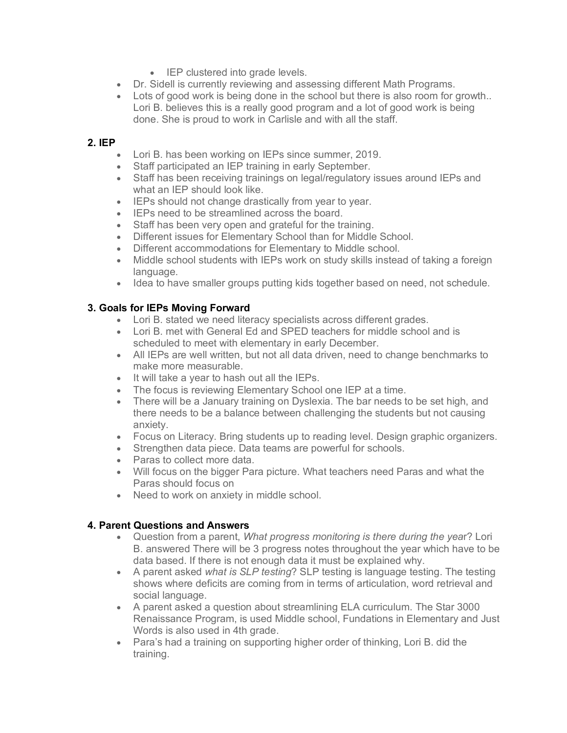- IEP clustered into grade levels.
- Dr. Sidell is currently reviewing and assessing different Math Programs.
- Lots of good work is being done in the school but there is also room for growth.. Lori B. believes this is a really good program and a lot of good work is being done. She is proud to work in Carlisle and with all the staff.

**2. IEP**

- Lori B. has been working on IEPs since summer, 2019.
- Staff participated an IEP training in early September.
- Staff has been receiving trainings on legal/regulatory issues around IEPs and what an IEP should look like.
- IEPs should not change drastically from year to year.
- IEPs need to be streamlined across the board.
- Staff has been very open and grateful for the training.
- Different issues for Elementary School than for Middle School.
- Different accommodations for Elementary to Middle school.
- Middle school students with IEPs work on study skills instead of taking a foreign language.
- Idea to have smaller groups putting kids together based on need, not schedule.

**3. Goals for IEPs Moving Forward**

- Lori B. stated we need literacy specialists across different grades.
- Lori B. met with General Ed and SPED teachers for middle school and is scheduled to meet with elementary in early December.
- All IEPs are well written, but not all data driven, need to change benchmarks to make more measurable.
- It will take a year to hash out all the IEPs.
- The focus is reviewing Elementary School one IEP at a time.
- There will be a January training on Dyslexia. The bar needs to be set high, and there needs to be a balance between challenging the students but not causing anxiety.
- Focus on Literacy. Bring students up to reading level. Design graphic organizers.
- Strengthen data piece. Data teams are powerful for schools.
- Paras to collect more data.
- Will focus on the bigger Para picture. What teachers need Paras and what the Paras should focus on
- Need to work on anxiety in middle school.

**4. Parent Questions and Answers**

- Question from a parent, *What progress monitoring is there during the year*? Lori B. answered There will be 3 progress notes throughout the year which have to be data based. If there is not enough data it must be explained why.
- A parent asked *what is SLP testing*? SLP testing is language testing. The testing shows where deficits are coming from in terms of articulation, word retrieval and social language.
- A parent asked a question about streamlining ELA curriculum. The Star 3000 Renaissance Program, is used Middle school, Fundations in Elementary and Just Words is also used in 4th grade.
- Para's had a training on supporting higher order of thinking, Lori B. did the training.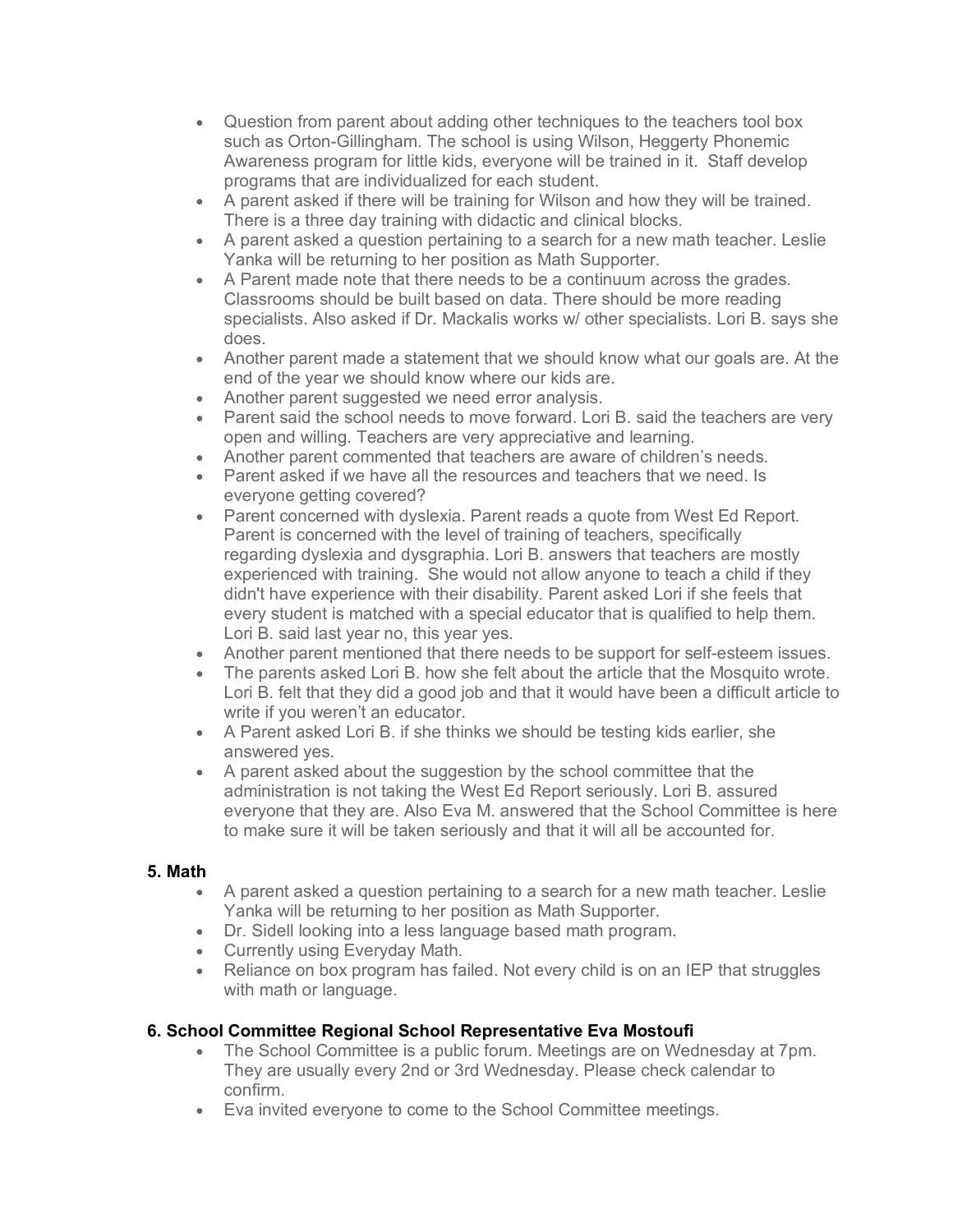- Question from parent about adding other techniques to the teachers tool box such as Orton-Gillingham. The school is using Wilson, Heggerty Phonemic Awareness program for little kids, everyone will be trained in it. Staff develop programs that are individualized for each student.
- A parent asked if there will be training for Wilson and how they will be trained. There is a three day training with didactic and clinical blocks.
- A parent asked a question pertaining to a search for a new math teacher. Leslie Yanka will be returning to her position as Math Supporter.
- A Parent made note that there needs to be a continuum across the grades. Classrooms should be built based on data. There should be more reading specialists. Also asked if Dr. Mackalis works w/ other specialists. Lori B. says she does.
- Another parent made a statement that we should know what our goals are. At the end of the year we should know where our kids are.
- Another parent suggested we need error analysis.
- Parent said the school needs to move forward. Lori B. said the teachers are very open and willing. Teachers are very appreciative and learning.
- Another parent commented that teachers are aware of children's needs.
- Parent asked if we have all the resources and teachers that we need. Is everyone getting covered?
- Parent concerned with dyslexia. Parent reads a quote from West Ed Report. Parent is concerned with the level of training of teachers, specifically regarding dyslexia and dysgraphia. Lori B. answers that teachers are mostly experienced with training. She would not allow anyone to teach a child if they didn't have experience with their disability. Parent asked Lori if she feels that every student is matched with a special educator that is qualified to help them. Lori B. said last year no, this year yes.
- Another parent mentioned that there needs to be support for self-esteem issues.
- The parents asked Lori B. how she felt about the article that the Mosquito wrote. Lori B. felt that they did a good job and that it would have been a difficult article to write if you weren't an educator.
- A Parent asked Lori B. if she thinks we should be testing kids earlier, she answered yes.
- A parent asked about the suggestion by the school committee that the administration is not taking the West Ed Report seriously. Lori B. assured everyone that they are. Also Eva M. answered that the School Committee is here to make sure it will be taken seriously and that it will all be accounted for.

**5. Math**

- A parent asked a question pertaining to a search for a new math teacher. Leslie Yanka will be returning to her position as Math Supporter.
- Dr. Sidell looking into a less language based math program.
- Currently using Everyday Math.
- Reliance on box program has failed. Not every child is on an IEP that struggles with math or language.

**6. School Committee Regional School Representative Eva Mostoufi**

- The School Committee is a public forum. Meetings are on Wednesday at 7pm. They are usually every 2nd or 3rd Wednesday. Please check calendar to confirm.
- Eva invited everyone to come to the School Committee meetings.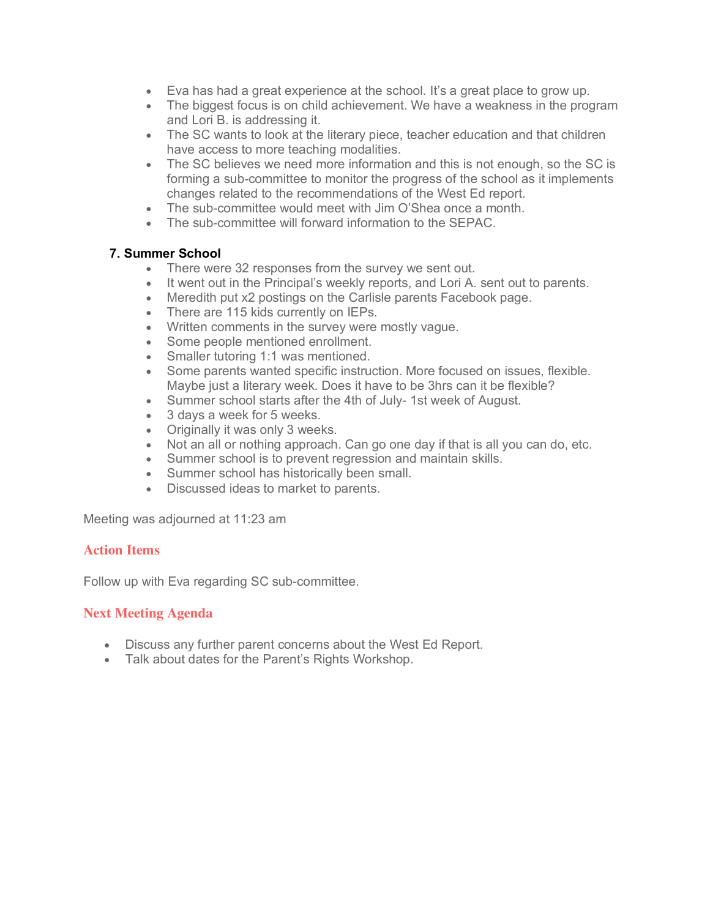- Eva has had a great experience at the school. It's a great place to grow up.
- The biggest focus is on child achievement. We have a weakness in the program and Lori B. is addressing it.
- The SC wants to look at the literary piece, teacher education and that children have access to more teaching modalities.
- The SC believes we need more information and this is not enough, so the SC is forming a sub-committee to monitor the progress of the school as it implements changes related to the recommendations of the West Ed report.
- The sub-committee would meet with Jim O'Shea once a month.
- The sub-committee will forward information to the SEPAC.

**7. Summer School**

- There were 32 responses from the survey we sent out.
- It went out in the Principal's weekly reports, and Lori A. sent out to parents.
- Meredith put x2 postings on the Carlisle parents Facebook page.
- There are 115 kids currently on IEPs.
- Written comments in the survey were mostly vague.
- Some people mentioned enrollment.
- Smaller tutoring 1:1 was mentioned.
- Some parents wanted specific instruction. More focused on issues, flexible. Maybe just a literary week. Does it have to be 3hrs can it be flexible?
- Summer school starts after the 4th of July- 1st week of August.
- 3 days a week for 5 weeks.
- Originally it was only 3 weeks.
- Not an all or nothing approach. Can go one day if that is all you can do, etc.
- Summer school is to prevent regression and maintain skills.
- Summer school has historically been small.
- Discussed ideas to market to parents.

Meeting was adjourned at 11:23 am

## Action Items

Follow up with Eva regarding SC sub-committee.

## Next Meeting Agenda

- Discuss any further parent concerns about the West Ed Report.
- Talk about dates for the Parent's Rights Workshop.